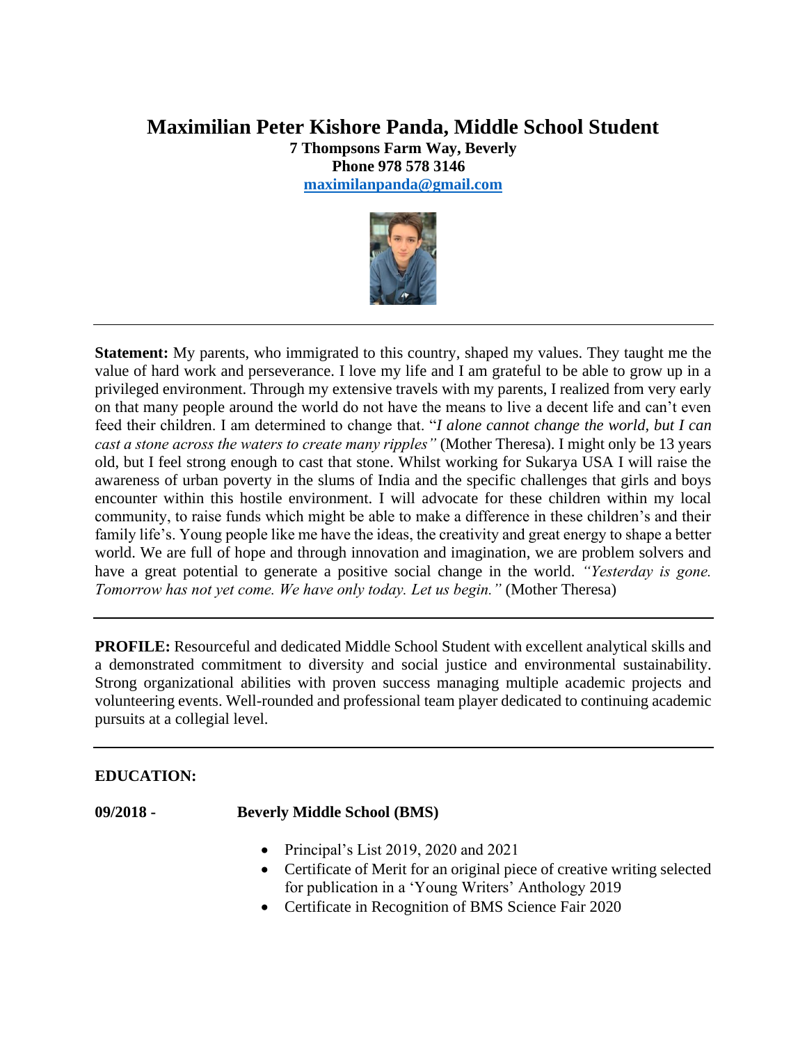# Maximilian Peter Kishore Panda, Middle School Student

**7 Thompsons Farm Way, Beverly**
**Phone 978 578 3146**
**maximilanpanda@gmail.com**

---

**Statement:** My parents, who immigrated to this country, shaped my values. They taught me the value of hard work and perseverance. I love my life and I am grateful to be able to grow up in a privileged environment. Through my extensive travels with my parents, I realized from very early on that many people around the world do not have the means to live a decent life and can't even feed their children. I am determined to change that. "*I alone cannot change the world, but I can cast a stone across the waters to create many ripples"* (Mother Theresa). I might only be 13 years old, but I feel strong enough to cast that stone. Whilst working for Sukarya USA I will raise the awareness of urban poverty in the slums of India and the specific challenges that girls and boys encounter within this hostile environment. I will advocate for these children within my local community, to raise funds which might be able to make a difference in these children's and their family life's. Young people like me have the ideas, the creativity and great energy to shape a better world. We are full of hope and through innovation and imagination, we are problem solvers and have a great potential to generate a positive social change in the world. *"Yesterday is gone. Tomorrow has not yet come. We have only today. Let us begin."* (Mother Theresa)

---

**PROFILE:** Resourceful and dedicated Middle School Student with excellent analytical skills and a demonstrated commitment to diversity and social justice and environmental sustainability. Strong organizational abilities with proven success managing multiple academic projects and volunteering events. Well-rounded and professional team player dedicated to continuing academic pursuits at a collegial level.

---

## EDUCATION:

**09/2018 -** **Beverly Middle School (BMS)**

- Principal's List 2019, 2020 and 2021
- Certificate of Merit for an original piece of creative writing selected for publication in a 'Young Writers' Anthology 2019
- Certificate in Recognition of BMS Science Fair 2020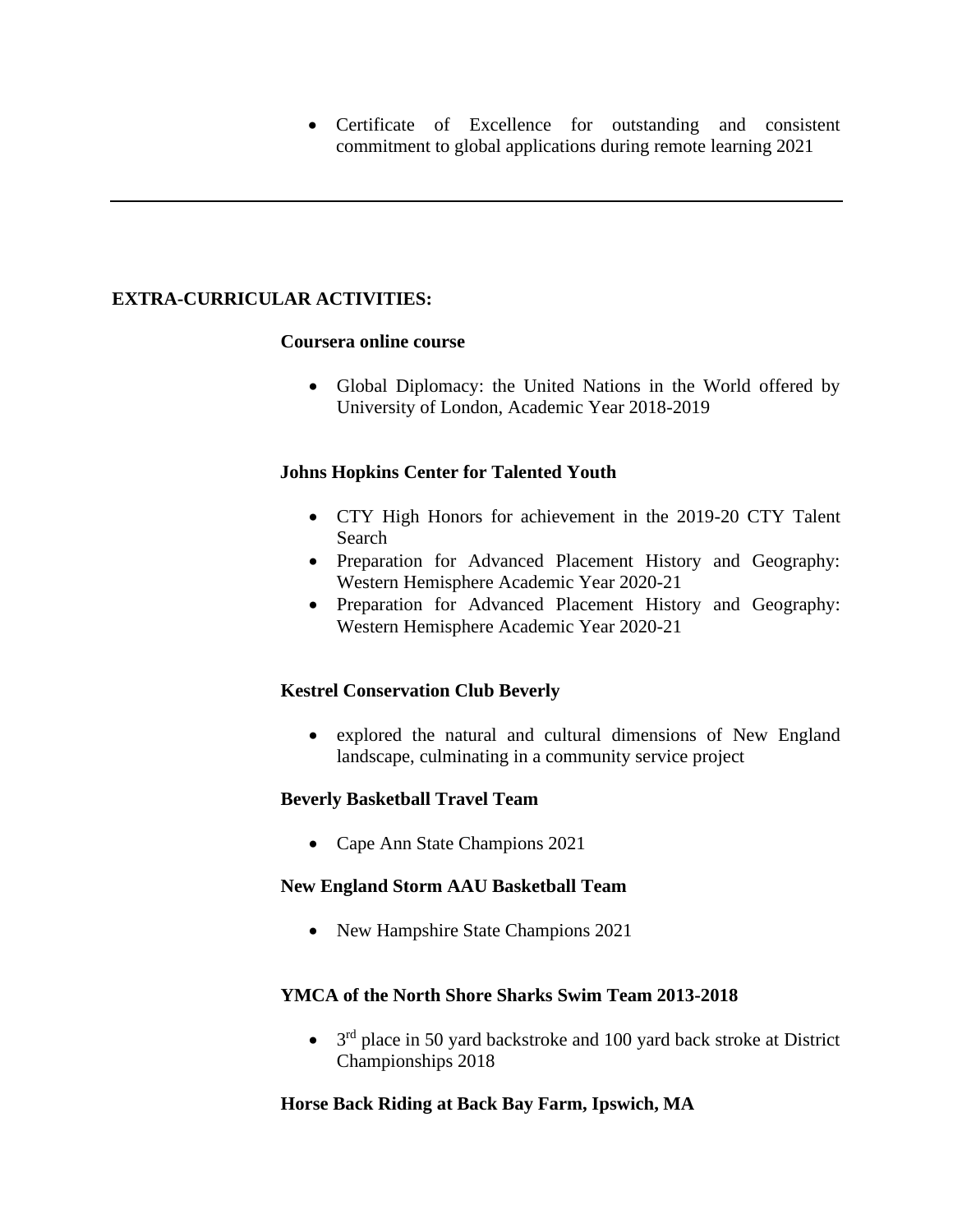- Certificate of Excellence for outstanding and consistent commitment to global applications during remote learning 2021

---

## EXTRA-CURRICULAR ACTIVITIES:

**Coursera online course**

- Global Diplomacy: the United Nations in the World offered by University of London, Academic Year 2018-2019

**Johns Hopkins Center for Talented Youth**

- CTY High Honors for achievement in the 2019-20 CTY Talent Search
- Preparation for Advanced Placement History and Geography: Western Hemisphere Academic Year 2020-21
- Preparation for Advanced Placement History and Geography: Western Hemisphere Academic Year 2020-21

**Kestrel Conservation Club Beverly**

- explored the natural and cultural dimensions of New England landscape, culminating in a community service project

**Beverly Basketball Travel Team**

- Cape Ann State Champions 2021

**New England Storm AAU Basketball Team**

- New Hampshire State Champions 2021

**YMCA of the North Shore Sharks Swim Team 2013-2018**

- 3rd place in 50 yard backstroke and 100 yard back stroke at District Championships 2018

**Horse Back Riding at Back Bay Farm, Ipswich, MA**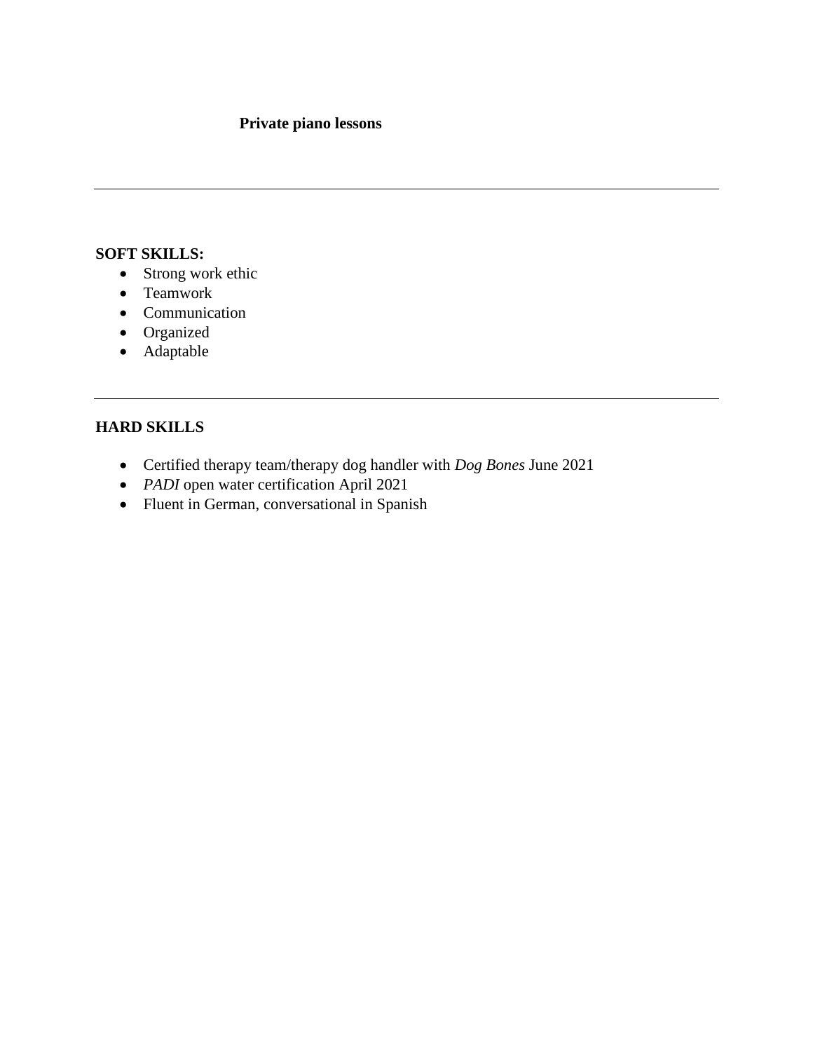**Private piano lessons**

---

**SOFT SKILLS:**

- Strong work ethic
- Teamwork
- Communication
- Organized
- Adaptable

---

**HARD SKILLS**

- Certified therapy team/therapy dog handler with *Dog Bones* June 2021
- *PADI* open water certification April 2021
- Fluent in German, conversational in Spanish